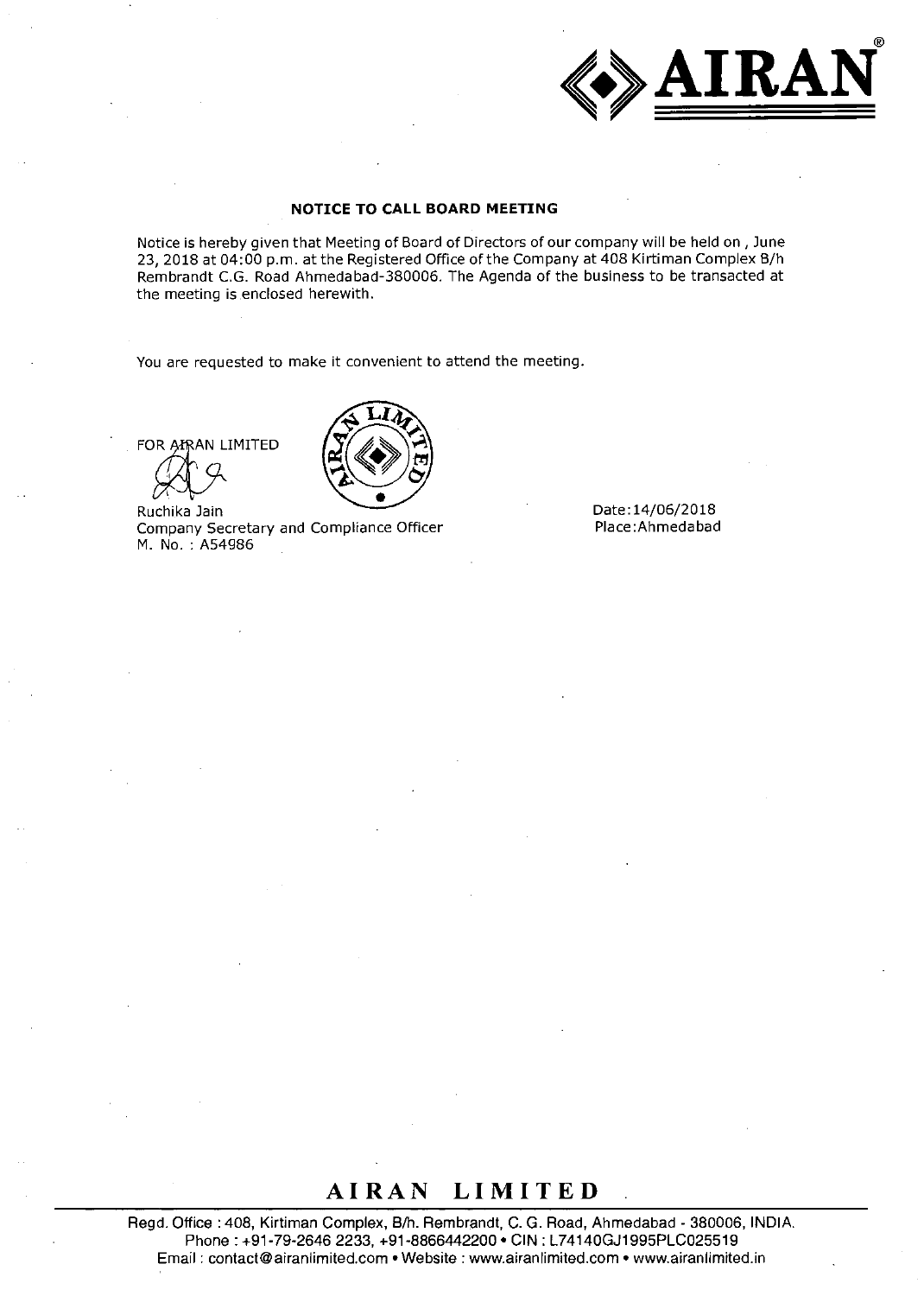# NOTICE TO CALL BOARD MEETING

Notice is hereby given that Meeting of Board of Directors of our company will be held on , June 23, 2018 at 04:00 p.m. at the Registered Office of the Company at 408 Kirtiman Complex B/h Rembrandt C.G. Road Ahmedabad-380006. The Agenda of the business to be transacted at the meeting is enclosed herewith.

You are requested to make it convenient to attend the meeting.

FOR AIRAN LIMITED

Ruchika Jain
Company Secretary and Compliance Officer
M. No. : A54986

Date:14/06/2018
Place:Ahmedabad

**AIRAN LIMITED**

Regd. Office : 408, Kirtiman Complex, B/h. Rembrandt, C. G. Road, Ahmedabad - 380006, INDIA.
Phone : +91-79-2646 2233, +91-8866442200 • CIN : L74140GJ1995PLC025519
Email : contact@airanlimited.com • Website : www.airanlimited.com • www.airanlimited.in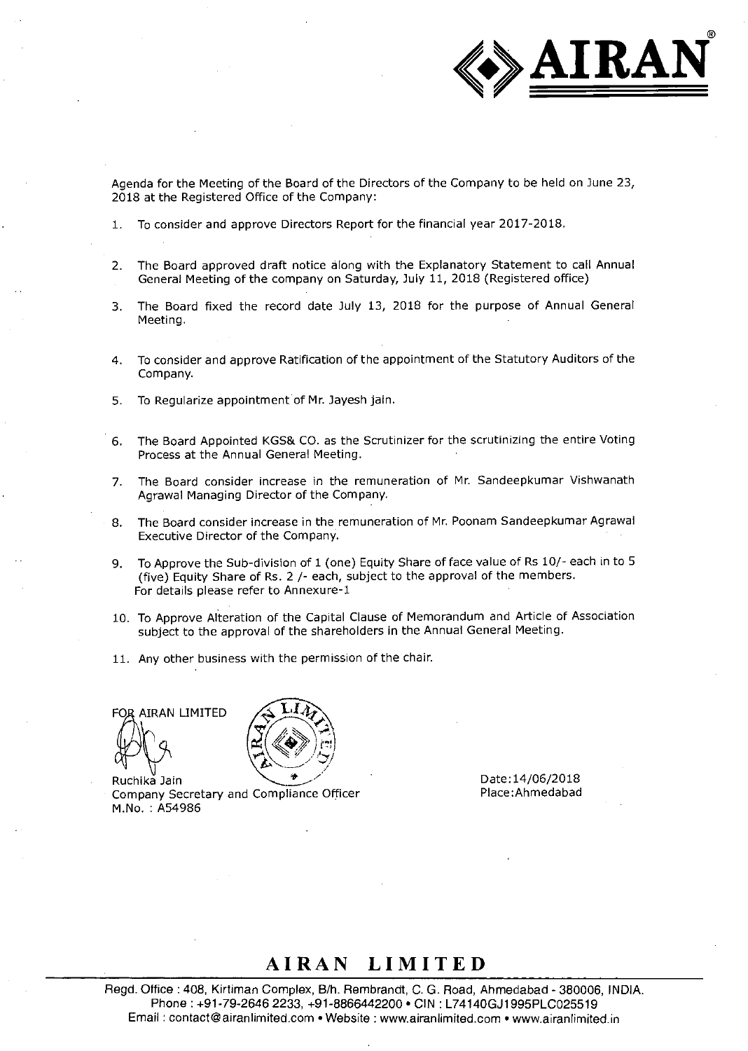Agenda for the Meeting of the Board of the Directors of the Company to be held on June 23, 2018 at the Registered Office of the Company:

1. To consider and approve Directors Report for the financial year 2017-2018.

2. The Board approved draft notice along with the Explanatory Statement to call Annual General Meeting of the company on Saturday, July 11, 2018 (Registered office)

3. The Board fixed the record date July 13, 2018 for the purpose of Annual General Meeting.

4. To consider and approve Ratification of the appointment of the Statutory Auditors of the Company.

5. To Regularize appointment of Mr. Jayesh jain.

6. The Board Appointed KGS& CO. as the Scrutinizer for the scrutinizing the entire Voting Process at the Annual General Meeting.

7. The Board consider increase in the remuneration of Mr. Sandeepkumar Vishwanath Agrawal Managing Director of the Company.

8. The Board consider increase in the remuneration of Mr. Poonam Sandeepkumar Agrawal Executive Director of the Company.

9. To Approve the Sub-division of 1 (one) Equity Share of face value of Rs 10/- each in to 5 (five) Equity Share of Rs. 2 /- each, subject to the approval of the members. For details please refer to Annexure-1

10. To Approve Alteration of the Capital Clause of Memorandum and Article of Association subject to the approval of the shareholders in the Annual General Meeting.

11. Any other business with the permission of the chair.

FOR AIRAN LIMITED

Ruchika Jain
Company Secretary and Compliance Officer
M.No. : A54986

Date:14/06/2018
Place:Ahmedabad

**AIRAN LIMITED**

Regd. Office : 408, Kirtiman Complex, B/h. Rembrandt, C. G. Road, Ahmedabad - 380006, INDIA.
Phone : +91-79-2646 2233, +91-8866442200 • CIN : L74140GJ1995PLC025519
Email : contact@airanlimited.com • Website : www.airanlimited.com • www.airanlimited.in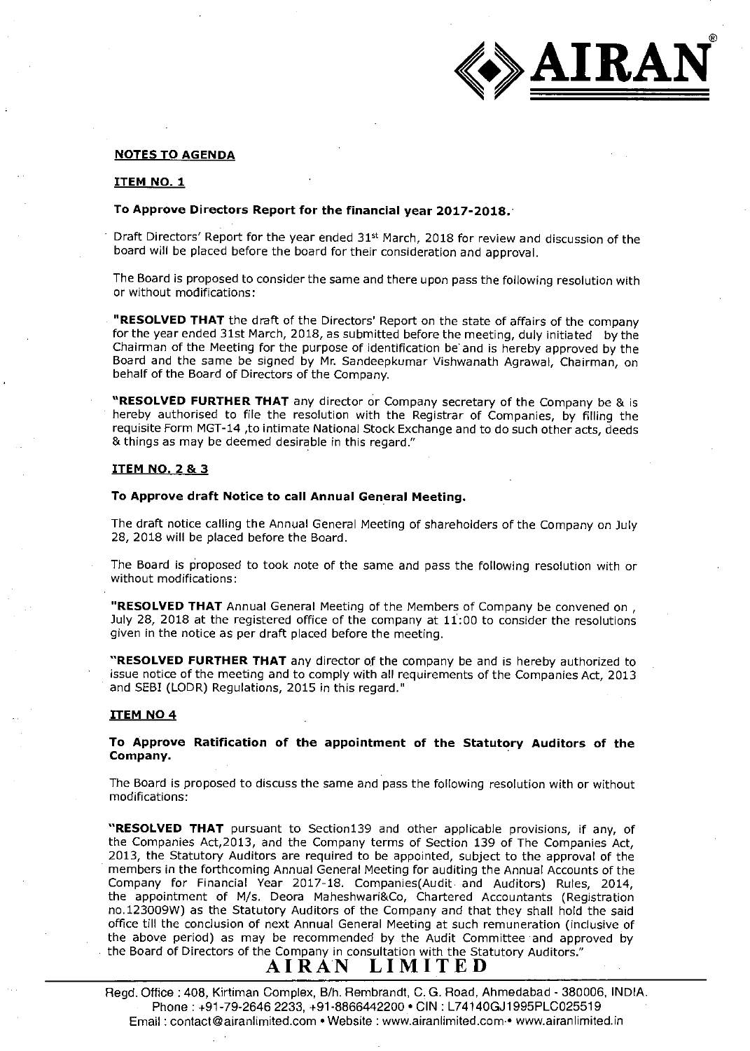## NOTES TO AGENDA

### ITEM NO. 1

**To Approve Directors Report for the financial year 2017-2018.**

Draft Directors' Report for the year ended 31st March, 2018 for review and discussion of the board will be placed before the board for their consideration and approval.

The Board is proposed to consider the same and there upon pass the following resolution with or without modifications:

"**RESOLVED THAT** the draft of the Directors' Report on the state of affairs of the company for the year ended 31st March, 2018, as submitted before the meeting, duly initiated by the Chairman of the Meeting for the purpose of identification be and is hereby approved by the Board and the same be signed by Mr. Sandeepkumar Vishwanath Agrawal, Chairman, on behalf of the Board of Directors of the Company.

"**RESOLVED FURTHER THAT** any director or Company secretary of the Company be & is hereby authorised to file the resolution with the Registrar of Companies, by filling the requisite Form MGT-14 ,to intimate National Stock Exchange and to do such other acts, deeds & things as may be deemed desirable in this regard."

### ITEM NO. 2 & 3

**To Approve draft Notice to call Annual General Meeting.**

The draft notice calling the Annual General Meeting of shareholders of the Company on July 28, 2018 will be placed before the Board.

The Board is proposed to took note of the same and pass the following resolution with or without modifications:

"**RESOLVED THAT** Annual General Meeting of the Members of Company be convened on , July 28, 2018 at the registered office of the company at 11:00 to consider the resolutions given in the notice as per draft placed before the meeting.

"**RESOLVED FURTHER THAT** any director of the company be and is hereby authorized to issue notice of the meeting and to comply with all requirements of the Companies Act, 2013 and SEBI (LODR) Regulations, 2015 in this regard."

### ITEM NO 4

**To Approve Ratification of the appointment of the Statutory Auditors of the Company.**

The Board is proposed to discuss the same and pass the following resolution with or without modifications:

"**RESOLVED THAT** pursuant to Section139 and other applicable provisions, if any, of the Companies Act,2013, and the Company terms of Section 139 of The Companies Act, 2013, the Statutory Auditors are required to be appointed, subject to the approval of the members in the forthcoming Annual General Meeting for auditing the Annual Accounts of the Company for Financial Year 2017-18. Companies(Audit and Auditors) Rules, 2014, the appointment of M/s. Deora Maheshwari&Co, Chartered Accountants (Registration no.123009W) as the Statutory Auditors of the Company and that they shall hold the said office till the conclusion of next Annual General Meeting at such remuneration (inclusive of the above period) as may be recommended by the Audit Committee and approved by the Board of Directors of the Company in consultation with the Statutory Auditors."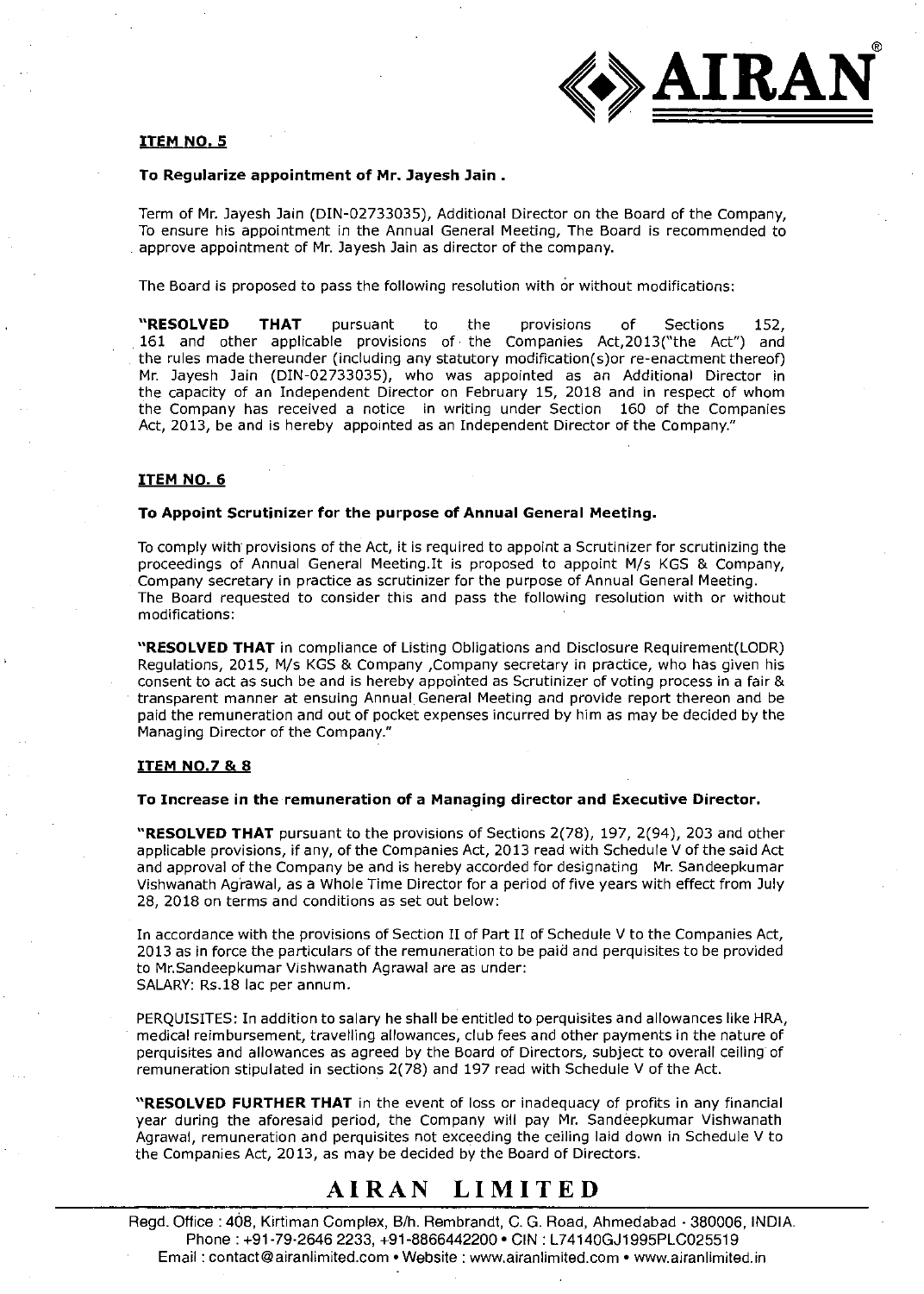#### ITEM NO. 5

**To Regularize appointment of Mr. Jayesh Jain .**

Term of Mr. Jayesh Jain (DIN-02733035), Additional Director on the Board of the Company, To ensure his appointment in the Annual General Meeting, The Board is recommended to approve appointment of Mr. Jayesh Jain as director of the company.

The Board is proposed to pass the following resolution with or without modifications:

**"RESOLVED THAT** pursuant to the provisions of Sections 152, 161 and other applicable provisions of the Companies Act,2013("the Act") and the rules made thereunder (including any statutory modification(s)or re-enactment thereof) Mr. Jayesh Jain (DIN-02733035), who was appointed as an Additional Director in the capacity of an Independent Director on February 15, 2018 and in respect of whom the Company has received a notice in writing under Section 160 of the Companies Act, 2013, be and is hereby appointed as an Independent Director of the Company."

#### ITEM NO. 6

**To Appoint Scrutinizer for the purpose of Annual General Meeting.**

To comply with provisions of the Act, it is required to appoint a Scrutinizer for scrutinizing the proceedings of Annual General Meeting.It is proposed to appoint M/s KGS & Company, Company secretary in practice as scrutinizer for the purpose of Annual General Meeting. The Board requested to consider this and pass the following resolution with or without modifications:

**"RESOLVED THAT** in compliance of Listing Obligations and Disclosure Requirement(LODR) Regulations, 2015, M/s KGS & Company ,Company secretary in practice, who has given his consent to act as such be and is hereby appointed as Scrutinizer of voting process in a fair & transparent manner at ensuing Annual General Meeting and provide report thereon and be paid the remuneration and out of pocket expenses incurred by him as may be decided by the Managing Director of the Company."

#### ITEM NO.7 & 8

**To Increase in the remuneration of a Managing director and Executive Director.**

**"RESOLVED THAT** pursuant to the provisions of Sections 2(78), 197, 2(94), 203 and other applicable provisions, if any, of the Companies Act, 2013 read with Schedule V of the said Act and approval of the Company be and is hereby accorded for designating Mr. Sandeepkumar Vishwanath Agrawal, as a Whole Time Director for a period of five years with effect from July 28, 2018 on terms and conditions as set out below:

In accordance with the provisions of Section II of Part II of Schedule V to the Companies Act, 2013 as in force the particulars of the remuneration to be paid and perquisites to be provided to Mr.Sandeepkumar Vishwanath Agrawal are as under:
SALARY: Rs.18 lac per annum.

PERQUISITES: In addition to salary he shall be entitled to perquisites and allowances like HRA, medical reimbursement, travelling allowances, club fees and other payments in the nature of perquisites and allowances as agreed by the Board of Directors, subject to overall ceiling of remuneration stipulated in sections 2(78) and 197 read with Schedule V of the Act.

**"RESOLVED FURTHER THAT** in the event of loss or inadequacy of profits in any financial year during the aforesaid period, the Company will pay Mr. Sandeepkumar Vishwanath Agrawal, remuneration and perquisites not exceeding the ceiling laid down in Schedule V to the Companies Act, 2013, as may be decided by the Board of Directors.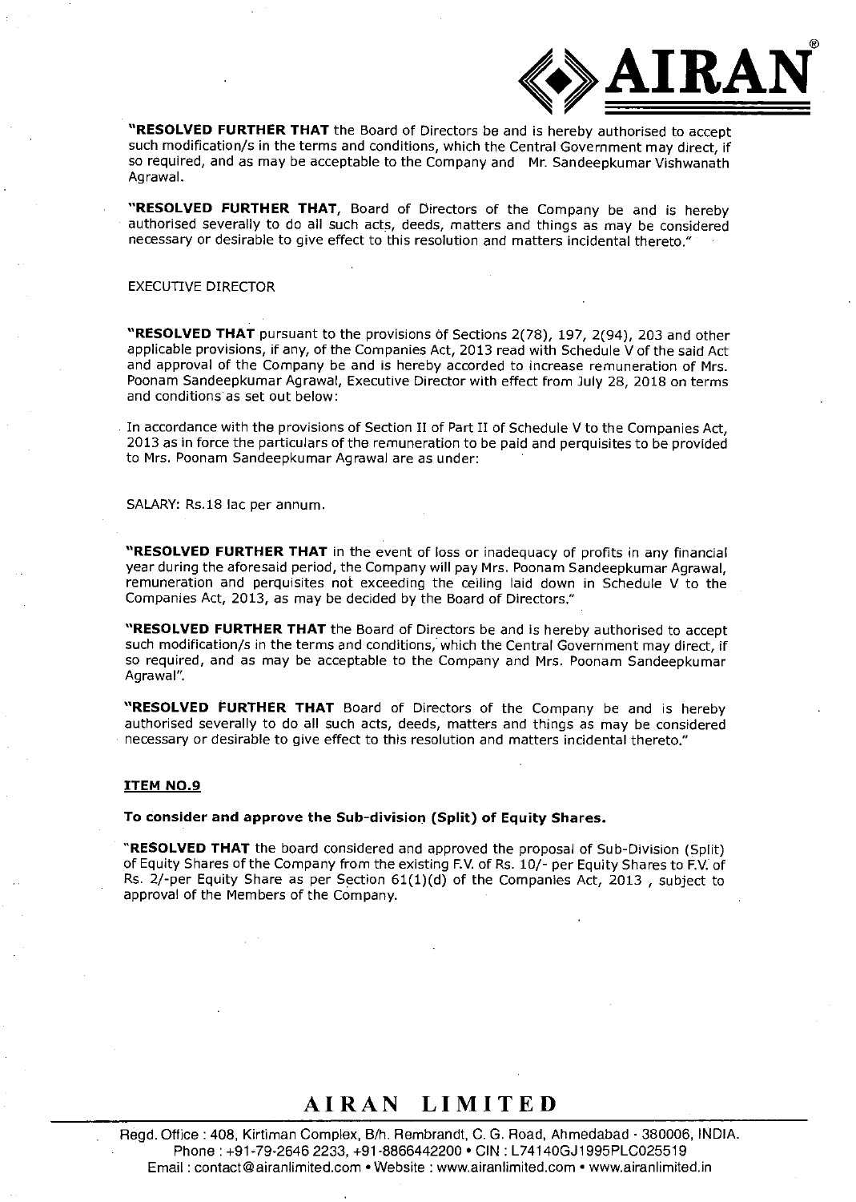**"RESOLVED FURTHER THAT** the Board of Directors be and is hereby authorised to accept such modification/s in the terms and conditions, which the Central Government may direct, if so required, and as may be acceptable to the Company and Mr. Sandeepkumar Vishwanath Agrawal.

**"RESOLVED FURTHER THAT,** Board of Directors of the Company be and is hereby authorised severally to do all such acts, deeds, matters and things as may be considered necessary or desirable to give effect to this resolution and matters incidental thereto."

EXECUTIVE DIRECTOR

**"RESOLVED THAT** pursuant to the provisions of Sections 2(78), 197, 2(94), 203 and other applicable provisions, if any, of the Companies Act, 2013 read with Schedule V of the said Act and approval of the Company be and is hereby accorded to increase remuneration of Mrs. Poonam Sandeepkumar Agrawal, Executive Director with effect from July 28, 2018 on terms and conditions as set out below:

In accordance with the provisions of Section II of Part II of Schedule V to the Companies Act, 2013 as in force the particulars of the remuneration to be paid and perquisites to be provided to Mrs. Poonam Sandeepkumar Agrawal are as under:

SALARY: Rs.18 lac per annum.

**"RESOLVED FURTHER THAT** in the event of loss or inadequacy of profits in any financial year during the aforesaid period, the Company will pay Mrs. Poonam Sandeepkumar Agrawal, remuneration and perquisites not exceeding the ceiling laid down in Schedule V to the Companies Act, 2013, as may be decided by the Board of Directors."

**"RESOLVED FURTHER THAT** the Board of Directors be and is hereby authorised to accept such modification/s in the terms and conditions, which the Central Government may direct, if so required, and as may be acceptable to the Company and Mrs. Poonam Sandeepkumar Agrawal".

**"RESOLVED FURTHER THAT** Board of Directors of the Company be and is hereby authorised severally to do all such acts, deeds, matters and things as may be considered necessary or desirable to give effect to this resolution and matters incidental thereto."

**ITEM NO.9**

**To consider and approve the Sub-division (Split) of Equity Shares.**

**"RESOLVED THAT** the board considered and approved the proposal of Sub-Division (Split) of Equity Shares of the Company from the existing F.V. of Rs. 10/- per Equity Shares to F.V. of Rs. 2/-per Equity Share as per Section 61(1)(d) of the Companies Act, 2013 , subject to approval of the Members of the Company.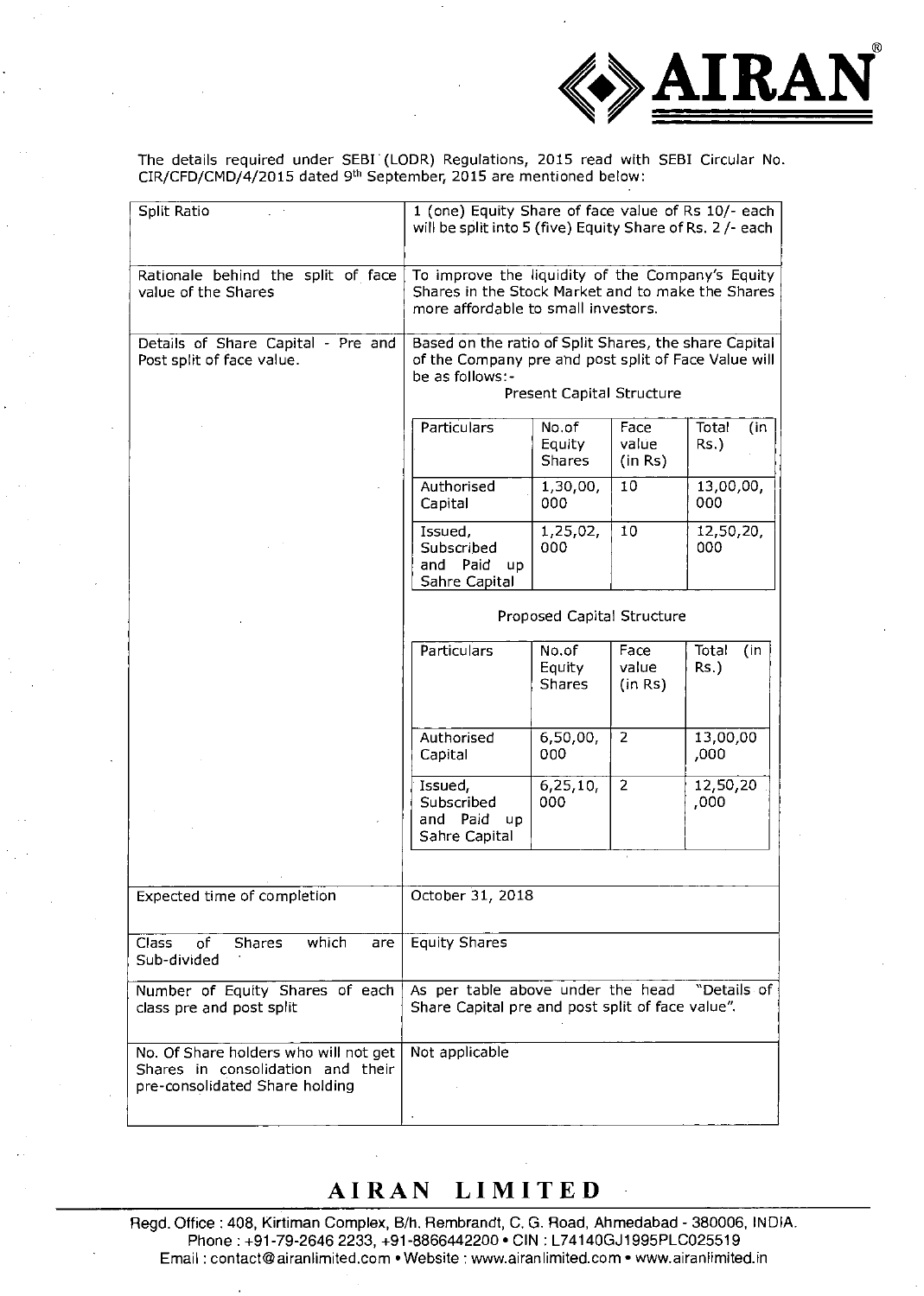The details required under SEBI (LODR) Regulations, 2015 read with SEBI Circular No. CIR/CFD/CMD/4/2015 dated 9th September, 2015 are mentioned below:

| Split Ratio | 1 (one) Equity Share of face value of Rs 10/- each will be split into 5 (five) Equity Share of Rs. 2 /- each |
|---|---|
| Rationale behind the split of face value of the Shares | To improve the liquidity of the Company's Equity Shares in the Stock Market and to make the Shares more affordable to small investors. |
| Details of Share Capital - Pre and Post split of face value. | Based on the ratio of Split Shares, the share Capital of the Company pre and post split of Face Value will be as follows:- (see tables below) |
| Expected time of completion | October 31, 2018 |
| Class of Shares which are Sub-divided | Equity Shares |
| Number of Equity Shares of each class pre and post split | As per table above under the head "Details of Share Capital pre and post split of face value". |
| No. Of Share holders who will not get Shares in consolidation and their pre-consolidated Share holding | Not applicable |

Present Capital Structure

| Particulars | No.of Equity Shares | Face value (in Rs) | Total (in Rs.) |
|---|---|---|---|
| Authorised Capital | 1,30,00,000 | 10 | 13,00,00,000 |
| Issued, Subscribed and Paid up Sahre Capital | 1,25,02,000 | 10 | 12,50,20,000 |

Proposed Capital Structure

| Particulars | No.of Equity Shares | Face value (in Rs) | Total (in Rs.) |
|---|---|---|---|
| Authorised Capital | 6,50,00,000 | 2 | 13,00,00,000 |
| Issued, Subscribed and Paid up Sahre Capital | 6,25,10,000 | 2 | 12,50,20,000 |

**AIRAN LIMITED**

Regd. Office : 408, Kirtiman Complex, B/h. Rembrandt, C. G. Road, Ahmedabad - 380006, INDIA.
Phone : +91-79-2646 2233, +91-8866442200 • CIN : L74140GJ1995PLC025519
Email : contact@airanlimited.com • Website : www.airanlimited.com • www.airanlimited.in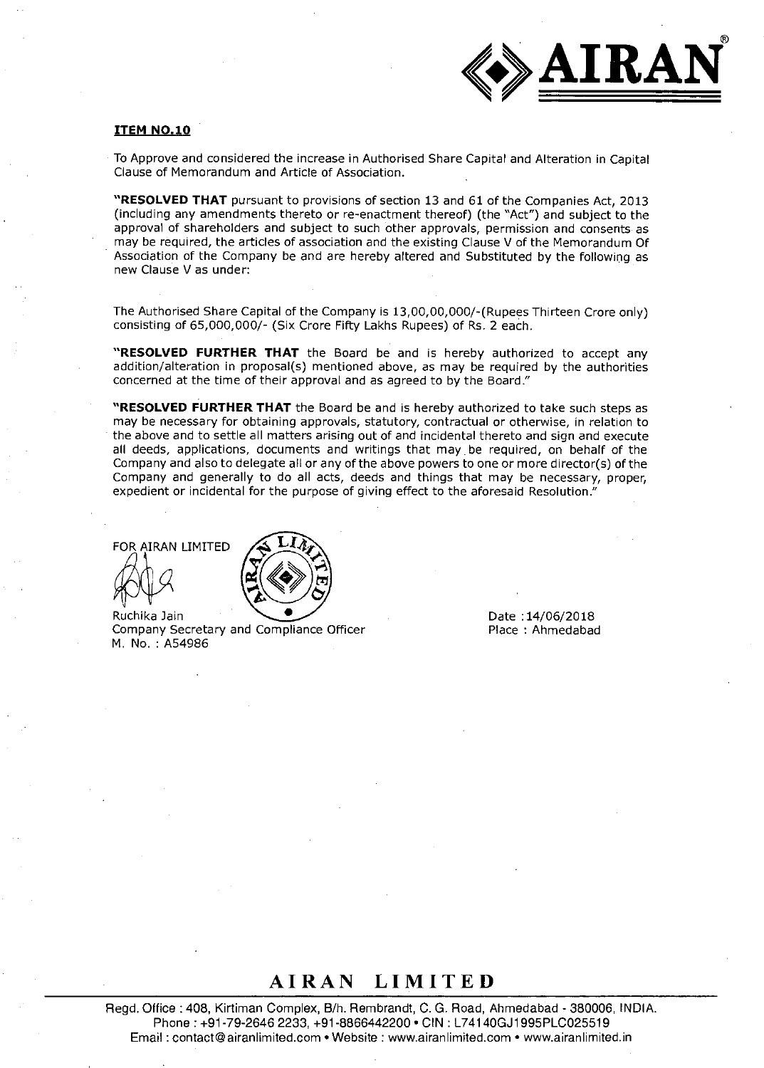**ITEM NO.10**

To Approve and considered the increase in Authorised Share Capital and Alteration in Capital Clause of Memorandum and Article of Association.

**"RESOLVED THAT** pursuant to provisions of section 13 and 61 of the Companies Act, 2013 (including any amendments thereto or re-enactment thereof) (the "Act") and subject to the approval of shareholders and subject to such other approvals, permission and consents as may be required, the articles of association and the existing Clause V of the Memorandum Of Association of the Company be and are hereby altered and Substituted by the following as new Clause V as under:

The Authorised Share Capital of the Company is 13,00,00,000/-(Rupees Thirteen Crore only) consisting of 65,000,000/- (Six Crore Fifty Lakhs Rupees) of Rs. 2 each.

**"RESOLVED FURTHER THAT** the Board be and is hereby authorized to accept any addition/alteration in proposal(s) mentioned above, as may be required by the authorities concerned at the time of their approval and as agreed to by the Board."

**"RESOLVED FURTHER THAT** the Board be and is hereby authorized to take such steps as may be necessary for obtaining approvals, statutory, contractual or otherwise, in relation to the above and to settle all matters arising out of and incidental thereto and sign and execute all deeds, applications, documents and writings that may be required, on behalf of the Company and also to delegate all or any of the above powers to one or more director(s) of the Company and generally to do all acts, deeds and things that may be necessary, proper, expedient or incidental for the purpose of giving effect to the aforesaid Resolution."

FOR AIRAN LIMITED

Ruchika Jain
Company Secretary and Compliance Officer
M. No. : A54986

Date : 14/06/2018
Place : Ahmedabad

**AIRAN LIMITED**

Regd. Office : 408, Kirtiman Complex, B/h. Rembrandt, C. G. Road, Ahmedabad - 380006, INDIA.
Phone : +91-79-2646 2233, +91-8866442200 • CIN : L74140GJ1995PLC025519
Email : contact@airanlimited.com • Website : www.airanlimited.com • www.airanlimited.in